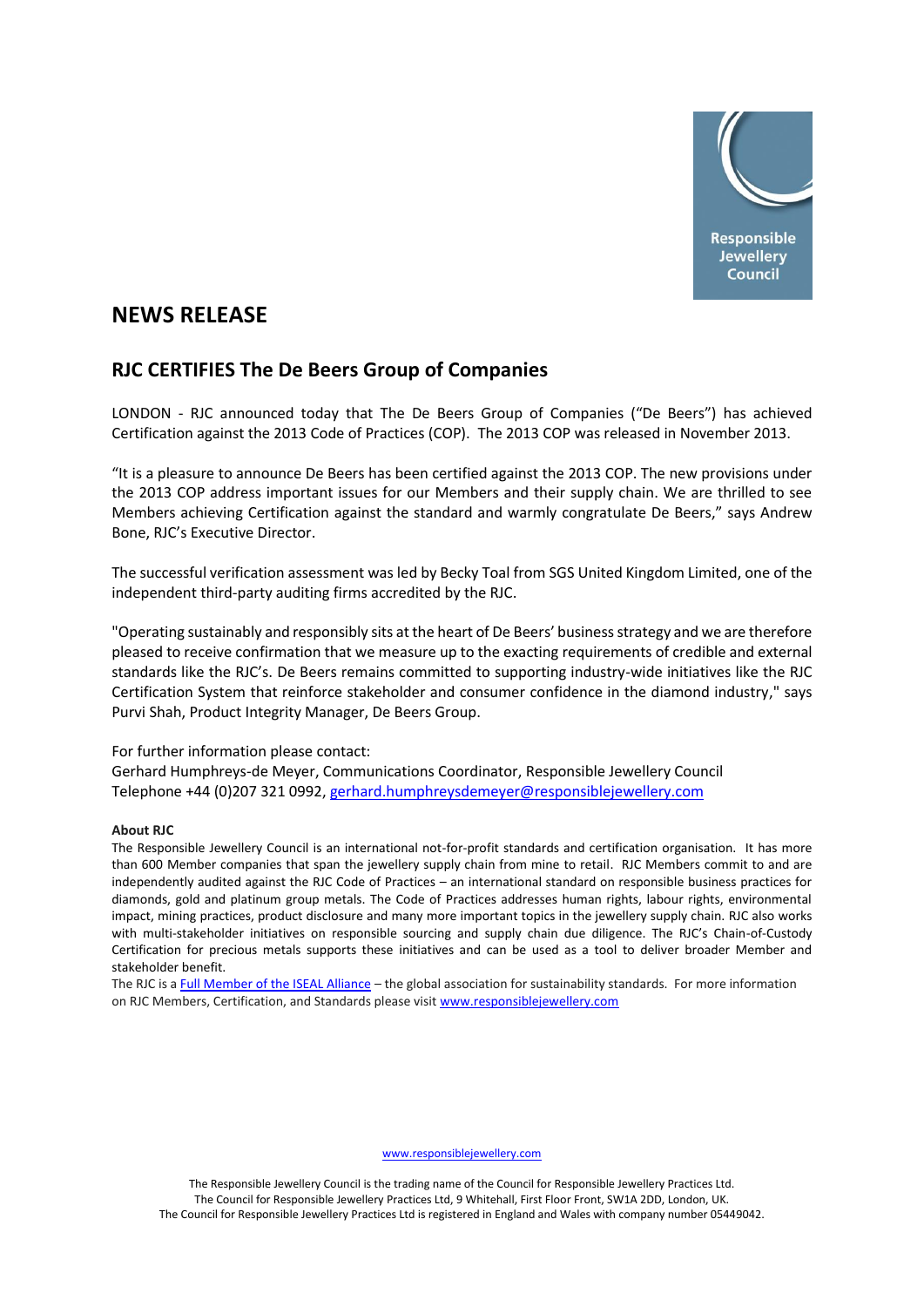Responsible Jewellery Council

# NEWS RELEASE

## RJC CERTIFIES The De Beers Group of Companies

LONDON - RJC announced today that The De Beers Group of Companies ("De Beers") has achieved Certification against the 2013 Code of Practices (COP). The 2013 COP was released in November 2013.

"It is a pleasure to announce De Beers has been certified against the 2013 COP. The new provisions under the 2013 COP address important issues for our Members and their supply chain. We are thrilled to see Members achieving Certification against the standard and warmly congratulate De Beers," says Andrew Bone, RJC's Executive Director.

The successful verification assessment was led by Becky Toal from SGS United Kingdom Limited, one of the independent third-party auditing firms accredited by the RJC.

"Operating sustainably and responsibly sits at the heart of De Beers' business strategy and we are therefore pleased to receive confirmation that we measure up to the exacting requirements of credible and external standards like the RJC's. De Beers remains committed to supporting industry-wide initiatives like the RJC Certification System that reinforce stakeholder and consumer confidence in the diamond industry," says Purvi Shah, Product Integrity Manager, De Beers Group.

For further information please contact:
Gerhard Humphreys-de Meyer, Communications Coordinator, Responsible Jewellery Council
Telephone +44 (0)207 321 0992, gerhard.humphreysdemeyer@responsiblejewellery.com

**About RJC**

The Responsible Jewellery Council is an international not-for-profit standards and certification organisation. It has more than 600 Member companies that span the jewellery supply chain from mine to retail. RJC Members commit to and are independently audited against the RJC Code of Practices – an international standard on responsible business practices for diamonds, gold and platinum group metals. The Code of Practices addresses human rights, labour rights, environmental impact, mining practices, product disclosure and many more important topics in the jewellery supply chain. RJC also works with multi-stakeholder initiatives on responsible sourcing and supply chain due diligence. The RJC's Chain-of-Custody Certification for precious metals supports these initiatives and can be used as a tool to deliver broader Member and stakeholder benefit.

The RJC is a Full Member of the ISEAL Alliance – the global association for sustainability standards. For more information on RJC Members, Certification, and Standards please visit www.responsiblejewellery.com

www.responsiblejewellery.com

The Responsible Jewellery Council is the trading name of the Council for Responsible Jewellery Practices Ltd.
The Council for Responsible Jewellery Practices Ltd, 9 Whitehall, First Floor Front, SW1A 2DD, London, UK.
The Council for Responsible Jewellery Practices Ltd is registered in England and Wales with company number 05449042.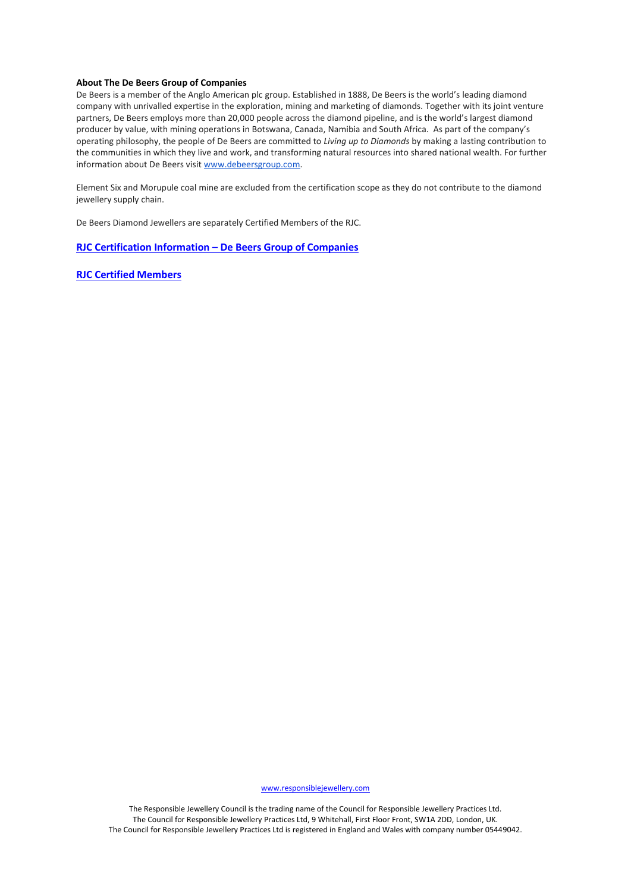**About The De Beers Group of Companies**

De Beers is a member of the Anglo American plc group. Established in 1888, De Beers is the world's leading diamond company with unrivalled expertise in the exploration, mining and marketing of diamonds. Together with its joint venture partners, De Beers employs more than 20,000 people across the diamond pipeline, and is the world's largest diamond producer by value, with mining operations in Botswana, Canada, Namibia and South Africa. As part of the company's operating philosophy, the people of De Beers are committed to *Living up to Diamonds* by making a lasting contribution to the communities in which they live and work, and transforming natural resources into shared national wealth. For further information about De Beers visit www.debeersgroup.com.

Element Six and Morupule coal mine are excluded from the certification scope as they do not contribute to the diamond jewellery supply chain.

De Beers Diamond Jewellers are separately Certified Members of the RJC.

**RJC Certification Information – De Beers Group of Companies**

**RJC Certified Members**

www.responsiblejewellery.com

The Responsible Jewellery Council is the trading name of the Council for Responsible Jewellery Practices Ltd.
The Council for Responsible Jewellery Practices Ltd, 9 Whitehall, First Floor Front, SW1A 2DD, London, UK.
The Council for Responsible Jewellery Practices Ltd is registered in England and Wales with company number 05449042.